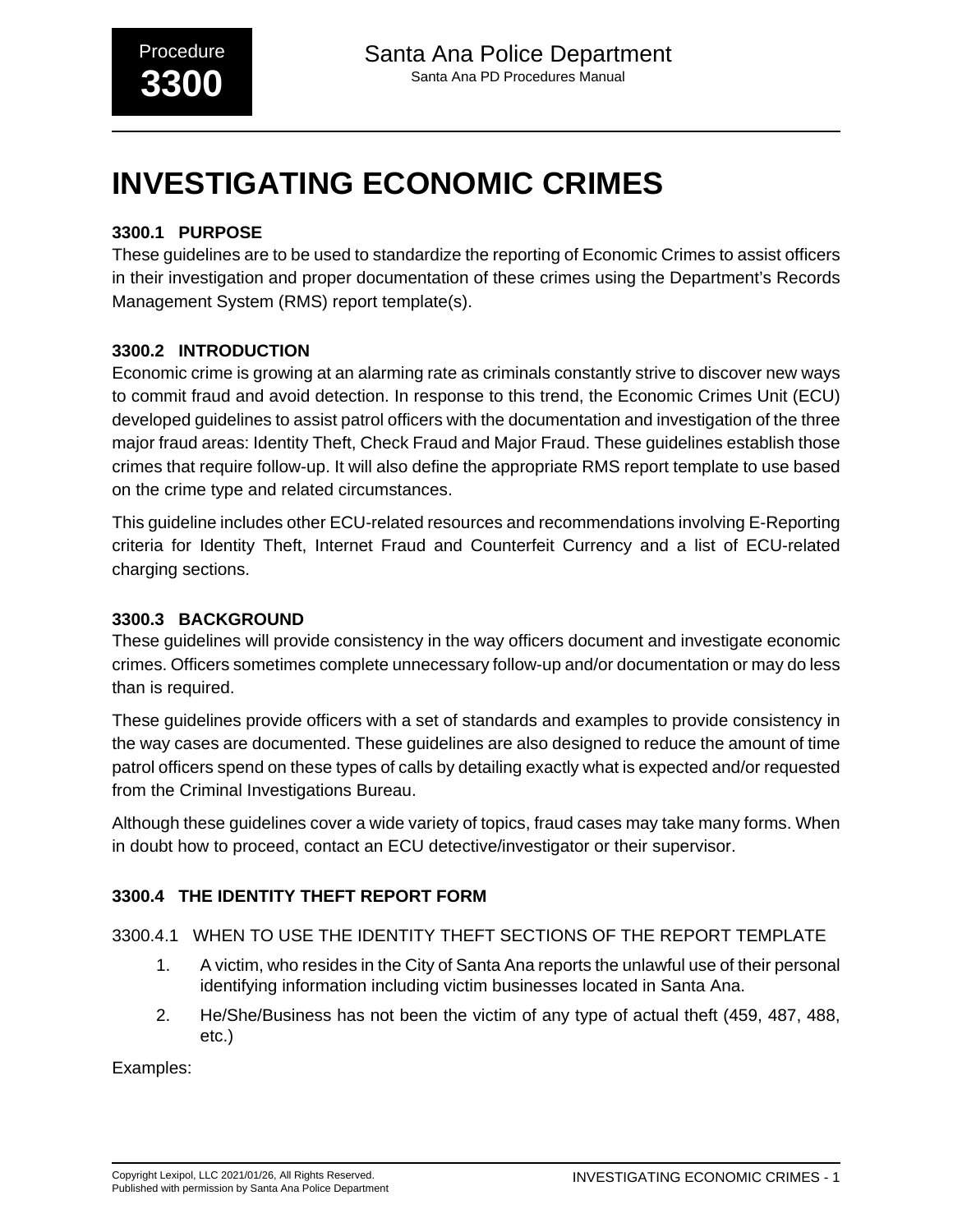# INVESTIGATING ECONOMIC CRIMES

## 3300.1 PURPOSE

These guidelines are to be used to standardize the reporting of Economic Crimes to assist officers in their investigation and proper documentation of these crimes using the Department's Records Management System (RMS) report template(s).

## 3300.2 INTRODUCTION

Economic crime is growing at an alarming rate as criminals constantly strive to discover new ways to commit fraud and avoid detection. In response to this trend, the Economic Crimes Unit (ECU) developed guidelines to assist patrol officers with the documentation and investigation of the three major fraud areas: Identity Theft, Check Fraud and Major Fraud. These guidelines establish those crimes that require follow-up. It will also define the appropriate RMS report template to use based on the crime type and related circumstances.

This guideline includes other ECU-related resources and recommendations involving E-Reporting criteria for Identity Theft, Internet Fraud and Counterfeit Currency and a list of ECU-related charging sections.

## 3300.3 BACKGROUND

These guidelines will provide consistency in the way officers document and investigate economic crimes. Officers sometimes complete unnecessary follow-up and/or documentation or may do less than is required.

These guidelines provide officers with a set of standards and examples to provide consistency in the way cases are documented. These guidelines are also designed to reduce the amount of time patrol officers spend on these types of calls by detailing exactly what is expected and/or requested from the Criminal Investigations Bureau.

Although these guidelines cover a wide variety of topics, fraud cases may take many forms. When in doubt how to proceed, contact an ECU detective/investigator or their supervisor.

## 3300.4 THE IDENTITY THEFT REPORT FORM

### 3300.4.1 WHEN TO USE THE IDENTITY THEFT SECTIONS OF THE REPORT TEMPLATE

1. A victim, who resides in the City of Santa Ana reports the unlawful use of their personal identifying information including victim businesses located in Santa Ana.
2. He/She/Business has not been the victim of any type of actual theft (459, 487, 488, etc.)

Examples: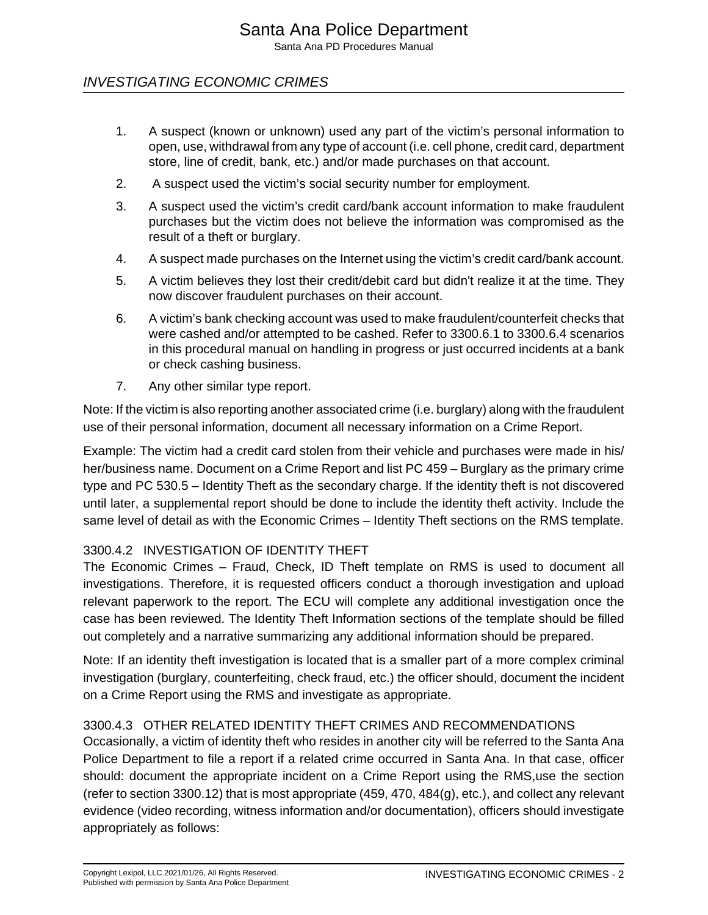1. A suspect (known or unknown) used any part of the victim's personal information to open, use, withdrawal from any type of account (i.e. cell phone, credit card, department store, line of credit, bank, etc.) and/or made purchases on that account.

2. A suspect used the victim's social security number for employment.

3. A suspect used the victim's credit card/bank account information to make fraudulent purchases but the victim does not believe the information was compromised as the result of a theft or burglary.

4. A suspect made purchases on the Internet using the victim's credit card/bank account.

5. A victim believes they lost their credit/debit card but didn't realize it at the time. They now discover fraudulent purchases on their account.

6. A victim's bank checking account was used to make fraudulent/counterfeit checks that were cashed and/or attempted to be cashed. Refer to 3300.6.1 to 3300.6.4 scenarios in this procedural manual on handling in progress or just occurred incidents at a bank or check cashing business.

7. Any other similar type report.

Note: If the victim is also reporting another associated crime (i.e. burglary) along with the fraudulent use of their personal information, document all necessary information on a Crime Report.

Example: The victim had a credit card stolen from their vehicle and purchases were made in his/her/business name. Document on a Crime Report and list PC 459 – Burglary as the primary crime type and PC 530.5 – Identity Theft as the secondary charge. If the identity theft is not discovered until later, a supplemental report should be done to include the identity theft activity. Include the same level of detail as with the Economic Crimes – Identity Theft sections on the RMS template.

### 3300.4.2 INVESTIGATION OF IDENTITY THEFT

The Economic Crimes – Fraud, Check, ID Theft template on RMS is used to document all investigations. Therefore, it is requested officers conduct a thorough investigation and upload relevant paperwork to the report. The ECU will complete any additional investigation once the case has been reviewed. The Identity Theft Information sections of the template should be filled out completely and a narrative summarizing any additional information should be prepared.

Note: If an identity theft investigation is located that is a smaller part of a more complex criminal investigation (burglary, counterfeiting, check fraud, etc.) the officer should, document the incident on a Crime Report using the RMS and investigate as appropriate.

### 3300.4.3 OTHER RELATED IDENTITY THEFT CRIMES AND RECOMMENDATIONS

Occasionally, a victim of identity theft who resides in another city will be referred to the Santa Ana Police Department to file a report if a related crime occurred in Santa Ana. In that case, officer should: document the appropriate incident on a Crime Report using the RMS,use the section (refer to section 3300.12) that is most appropriate (459, 470, 484(g), etc.), and collect any relevant evidence (video recording, witness information and/or documentation), officers should investigate appropriately as follows: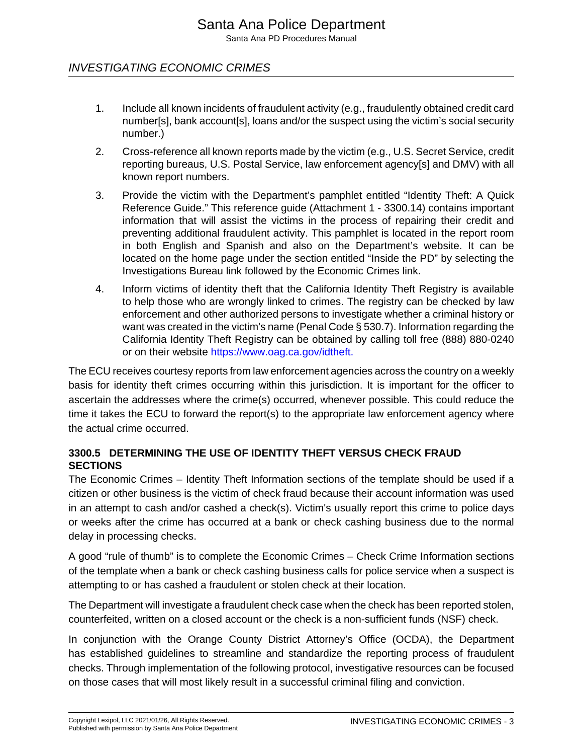1. Include all known incidents of fraudulent activity (e.g., fraudulently obtained credit card number[s], bank account[s], loans and/or the suspect using the victim's social security number.)

2. Cross-reference all known reports made by the victim (e.g., U.S. Secret Service, credit reporting bureaus, U.S. Postal Service, law enforcement agency[s] and DMV) with all known report numbers.

3. Provide the victim with the Department's pamphlet entitled "Identity Theft: A Quick Reference Guide." This reference guide (Attachment 1 - 3300.14) contains important information that will assist the victims in the process of repairing their credit and preventing additional fraudulent activity. This pamphlet is located in the report room in both English and Spanish and also on the Department's website. It can be located on the home page under the section entitled "Inside the PD" by selecting the Investigations Bureau link followed by the Economic Crimes link.

4. Inform victims of identity theft that the California Identity Theft Registry is available to help those who are wrongly linked to crimes. The registry can be checked by law enforcement and other authorized persons to investigate whether a criminal history or want was created in the victim's name (Penal Code § 530.7). Information regarding the California Identity Theft Registry can be obtained by calling toll free (888) 880-0240 or on their website https://www.oag.ca.gov/idtheft.

The ECU receives courtesy reports from law enforcement agencies across the country on a weekly basis for identity theft crimes occurring within this jurisdiction. It is important for the officer to ascertain the addresses where the crime(s) occurred, whenever possible. This could reduce the time it takes the ECU to forward the report(s) to the appropriate law enforcement agency where the actual crime occurred.

### 3300.5 DETERMINING THE USE OF IDENTITY THEFT VERSUS CHECK FRAUD SECTIONS

The Economic Crimes – Identity Theft Information sections of the template should be used if a citizen or other business is the victim of check fraud because their account information was used in an attempt to cash and/or cashed a check(s). Victim's usually report this crime to police days or weeks after the crime has occurred at a bank or check cashing business due to the normal delay in processing checks.

A good "rule of thumb" is to complete the Economic Crimes – Check Crime Information sections of the template when a bank or check cashing business calls for police service when a suspect is attempting to or has cashed a fraudulent or stolen check at their location.

The Department will investigate a fraudulent check case when the check has been reported stolen, counterfeited, written on a closed account or the check is a non-sufficient funds (NSF) check.

In conjunction with the Orange County District Attorney's Office (OCDA), the Department has established guidelines to streamline and standardize the reporting process of fraudulent checks. Through implementation of the following protocol, investigative resources can be focused on those cases that will most likely result in a successful criminal filing and conviction.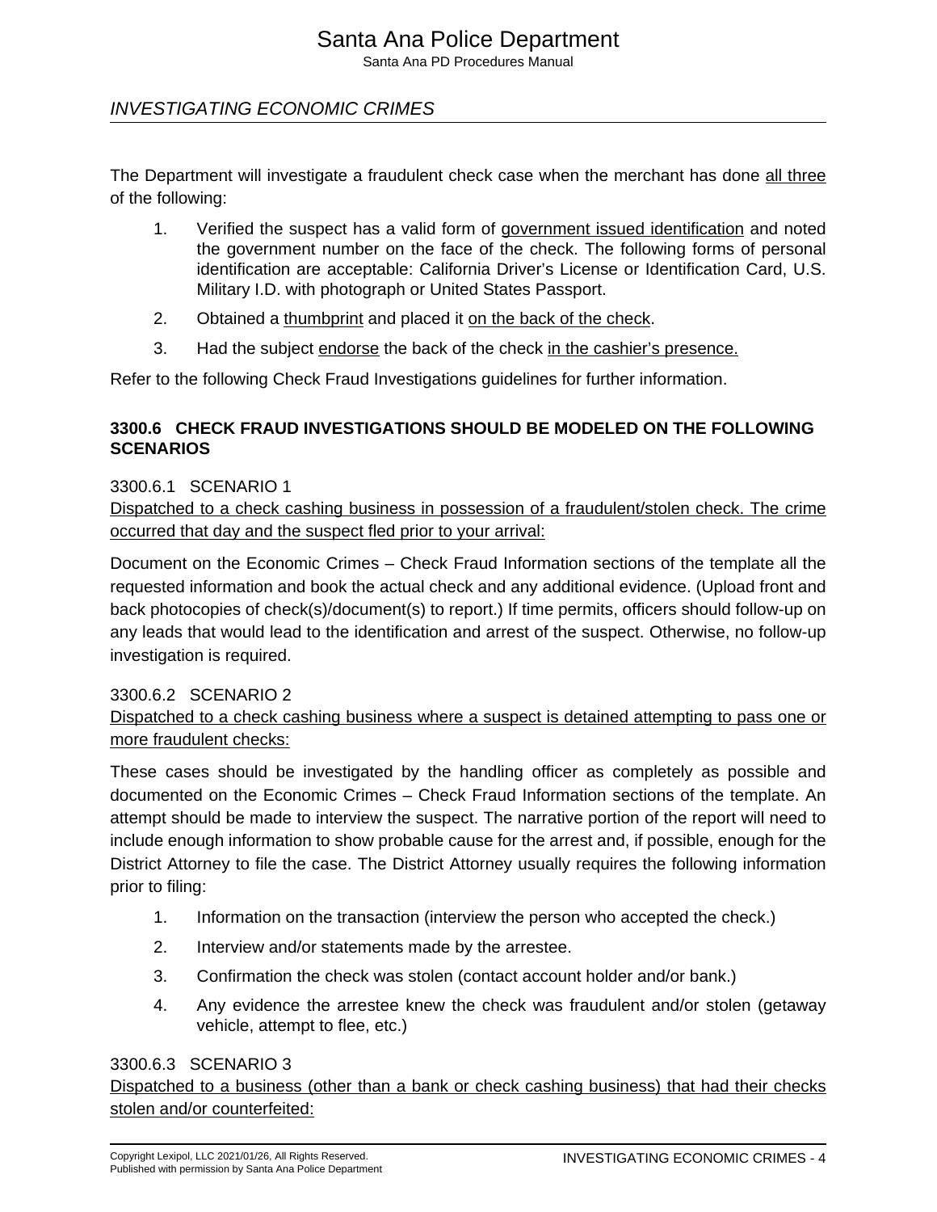The Department will investigate a fraudulent check case when the merchant has done all three of the following:

1. Verified the suspect has a valid form of government issued identification and noted the government number on the face of the check. The following forms of personal identification are acceptable: California Driver's License or Identification Card, U.S. Military I.D. with photograph or United States Passport.
2. Obtained a thumbprint and placed it on the back of the check.
3. Had the subject endorse the back of the check in the cashier's presence.

Refer to the following Check Fraud Investigations guidelines for further information.

## 3300.6 CHECK FRAUD INVESTIGATIONS SHOULD BE MODELED ON THE FOLLOWING SCENARIOS

### 3300.6.1 SCENARIO 1

Dispatched to a check cashing business in possession of a fraudulent/stolen check. The crime occurred that day and the suspect fled prior to your arrival:

Document on the Economic Crimes – Check Fraud Information sections of the template all the requested information and book the actual check and any additional evidence. (Upload front and back photocopies of check(s)/document(s) to report.) If time permits, officers should follow-up on any leads that would lead to the identification and arrest of the suspect. Otherwise, no follow-up investigation is required.

### 3300.6.2 SCENARIO 2

Dispatched to a check cashing business where a suspect is detained attempting to pass one or more fraudulent checks:

These cases should be investigated by the handling officer as completely as possible and documented on the Economic Crimes – Check Fraud Information sections of the template. An attempt should be made to interview the suspect. The narrative portion of the report will need to include enough information to show probable cause for the arrest and, if possible, enough for the District Attorney to file the case. The District Attorney usually requires the following information prior to filing:

1. Information on the transaction (interview the person who accepted the check.)
2. Interview and/or statements made by the arrestee.
3. Confirmation the check was stolen (contact account holder and/or bank.)
4. Any evidence the arrestee knew the check was fraudulent and/or stolen (getaway vehicle, attempt to flee, etc.)

### 3300.6.3 SCENARIO 3

Dispatched to a business (other than a bank or check cashing business) that had their checks stolen and/or counterfeited: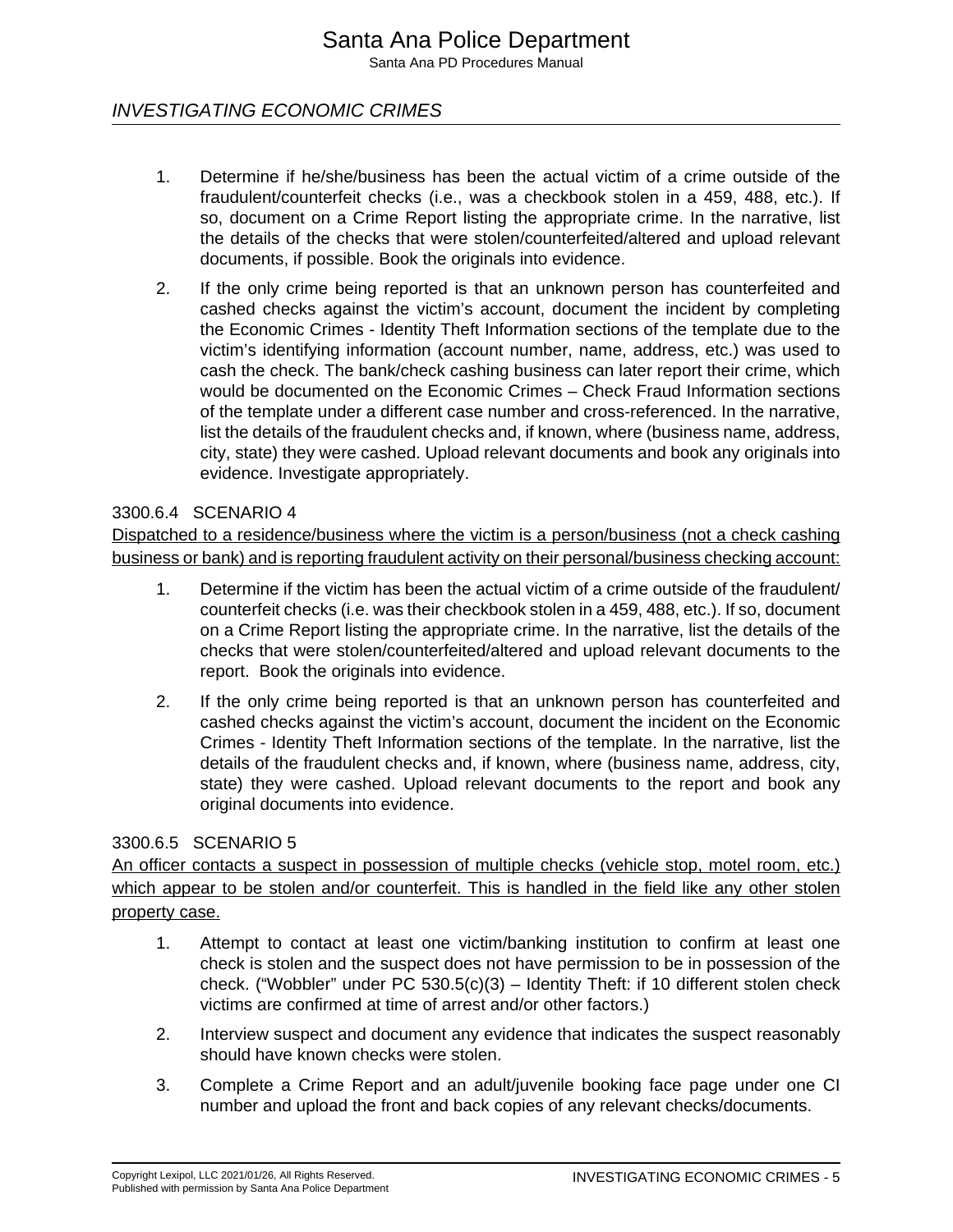1. Determine if he/she/business has been the actual victim of a crime outside of the fraudulent/counterfeit checks (i.e., was a checkbook stolen in a 459, 488, etc.). If so, document on a Crime Report listing the appropriate crime. In the narrative, list the details of the checks that were stolen/counterfeited/altered and upload relevant documents, if possible. Book the originals into evidence.

2. If the only crime being reported is that an unknown person has counterfeited and cashed checks against the victim's account, document the incident by completing the Economic Crimes - Identity Theft Information sections of the template due to the victim's identifying information (account number, name, address, etc.) was used to cash the check. The bank/check cashing business can later report their crime, which would be documented on the Economic Crimes – Check Fraud Information sections of the template under a different case number and cross-referenced. In the narrative, list the details of the fraudulent checks and, if known, where (business name, address, city, state) they were cashed. Upload relevant documents and book any originals into evidence. Investigate appropriately.

### 3300.6.4 SCENARIO 4

Dispatched to a residence/business where the victim is a person/business (not a check cashing business or bank) and is reporting fraudulent activity on their personal/business checking account:

1. Determine if the victim has been the actual victim of a crime outside of the fraudulent/ counterfeit checks (i.e. was their checkbook stolen in a 459, 488, etc.). If so, document on a Crime Report listing the appropriate crime. In the narrative, list the details of the checks that were stolen/counterfeited/altered and upload relevant documents to the report. Book the originals into evidence.

2. If the only crime being reported is that an unknown person has counterfeited and cashed checks against the victim's account, document the incident on the Economic Crimes - Identity Theft Information sections of the template. In the narrative, list the details of the fraudulent checks and, if known, where (business name, address, city, state) they were cashed. Upload relevant documents to the report and book any original documents into evidence.

### 3300.6.5 SCENARIO 5

An officer contacts a suspect in possession of multiple checks (vehicle stop, motel room, etc.) which appear to be stolen and/or counterfeit. This is handled in the field like any other stolen property case.

1. Attempt to contact at least one victim/banking institution to confirm at least one check is stolen and the suspect does not have permission to be in possession of the check. ("Wobbler" under PC 530.5(c)(3) – Identity Theft: if 10 different stolen check victims are confirmed at time of arrest and/or other factors.)

2. Interview suspect and document any evidence that indicates the suspect reasonably should have known checks were stolen.

3. Complete a Crime Report and an adult/juvenile booking face page under one CI number and upload the front and back copies of any relevant checks/documents.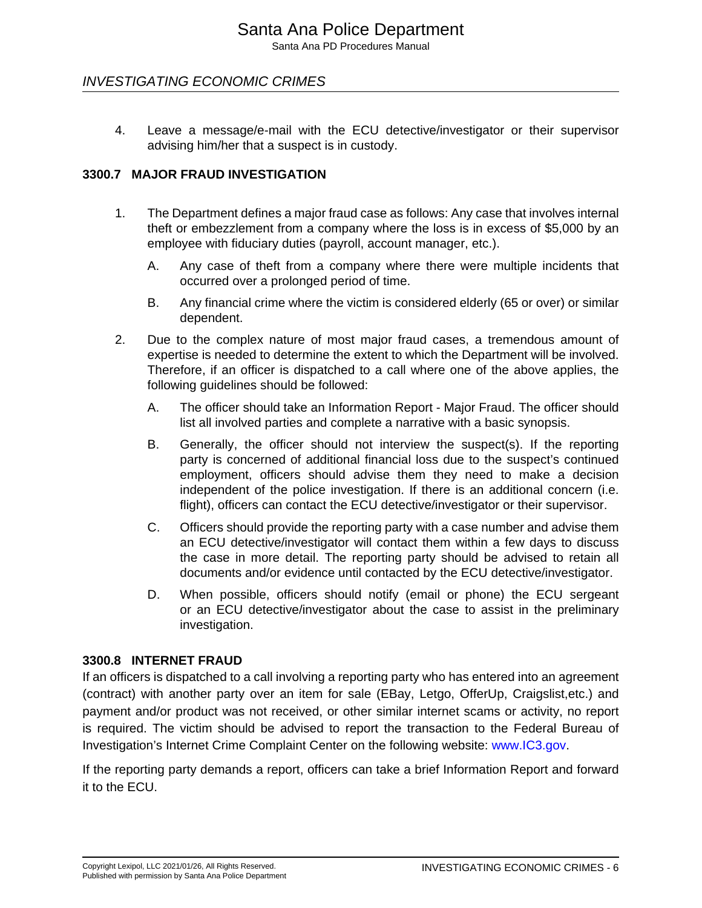4. Leave a message/e-mail with the ECU detective/investigator or their supervisor advising him/her that a suspect is in custody.

### 3300.7 MAJOR FRAUD INVESTIGATION

1. The Department defines a major fraud case as follows: Any case that involves internal theft or embezzlement from a company where the loss is in excess of $5,000 by an employee with fiduciary duties (payroll, account manager, etc.).

    A. Any case of theft from a company where there were multiple incidents that occurred over a prolonged period of time.

    B. Any financial crime where the victim is considered elderly (65 or over) or similar dependent.

2. Due to the complex nature of most major fraud cases, a tremendous amount of expertise is needed to determine the extent to which the Department will be involved. Therefore, if an officer is dispatched to a call where one of the above applies, the following guidelines should be followed:

    A. The officer should take an Information Report - Major Fraud. The officer should list all involved parties and complete a narrative with a basic synopsis.

    B. Generally, the officer should not interview the suspect(s). If the reporting party is concerned of additional financial loss due to the suspect's continued employment, officers should advise them they need to make a decision independent of the police investigation. If there is an additional concern (i.e. flight), officers can contact the ECU detective/investigator or their supervisor.

    C. Officers should provide the reporting party with a case number and advise them an ECU detective/investigator will contact them within a few days to discuss the case in more detail. The reporting party should be advised to retain all documents and/or evidence until contacted by the ECU detective/investigator.

    D. When possible, officers should notify (email or phone) the ECU sergeant or an ECU detective/investigator about the case to assist in the preliminary investigation.

### 3300.8 INTERNET FRAUD

If an officers is dispatched to a call involving a reporting party who has entered into an agreement (contract) with another party over an item for sale (EBay, Letgo, OfferUp, Craigslist,etc.) and payment and/or product was not received, or other similar internet scams or activity, no report is required. The victim should be advised to report the transaction to the Federal Bureau of Investigation's Internet Crime Complaint Center on the following website: www.IC3.gov.

If the reporting party demands a report, officers can take a brief Information Report and forward it to the ECU.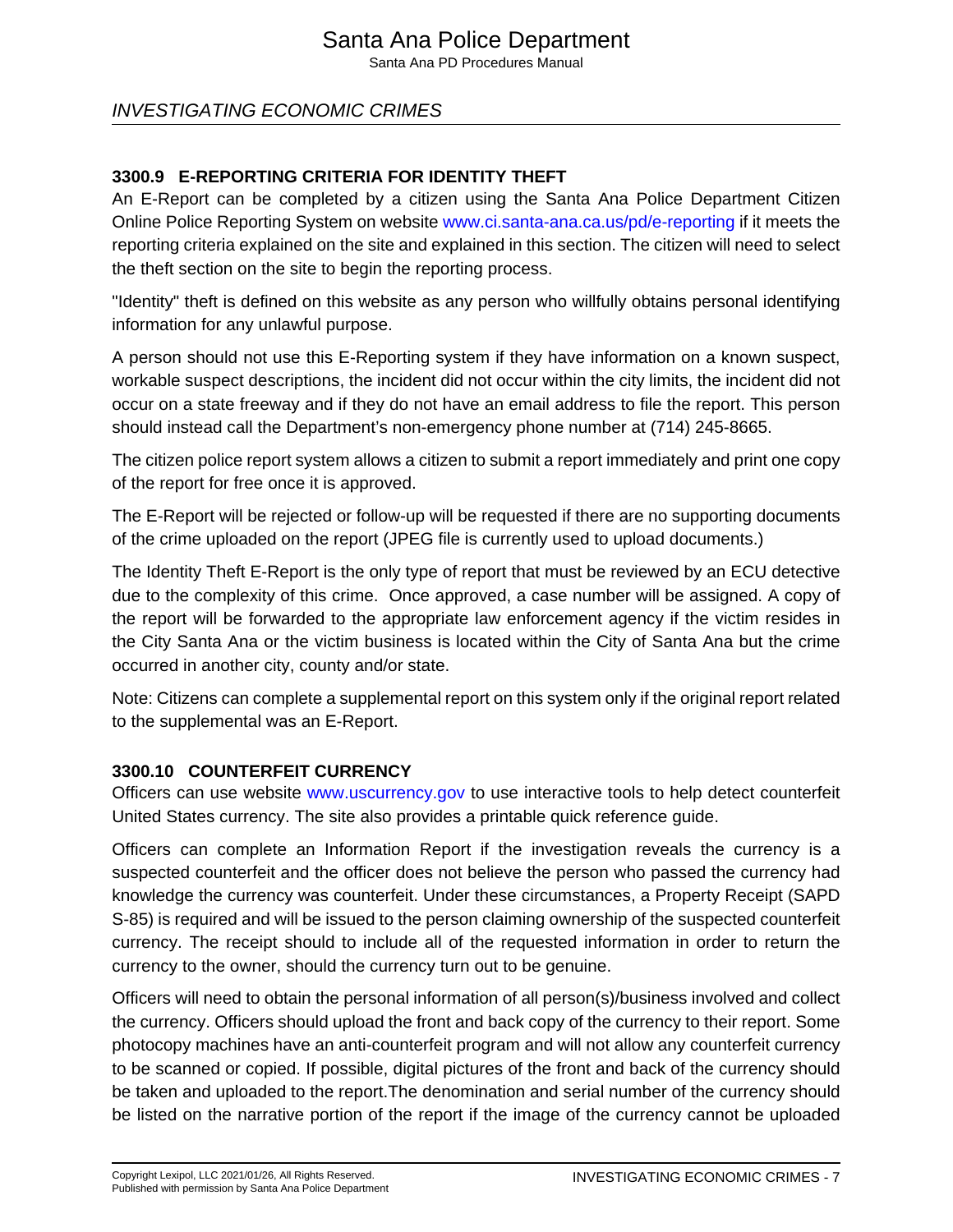### 3300.9 E-REPORTING CRITERIA FOR IDENTITY THEFT

An E-Report can be completed by a citizen using the Santa Ana Police Department Citizen Online Police Reporting System on website www.ci.santa-ana.ca.us/pd/e-reporting if it meets the reporting criteria explained on the site and explained in this section. The citizen will need to select the theft section on the site to begin the reporting process.

"Identity" theft is defined on this website as any person who willfully obtains personal identifying information for any unlawful purpose.

A person should not use this E-Reporting system if they have information on a known suspect, workable suspect descriptions, the incident did not occur within the city limits, the incident did not occur on a state freeway and if they do not have an email address to file the report. This person should instead call the Department's non-emergency phone number at (714) 245-8665.

The citizen police report system allows a citizen to submit a report immediately and print one copy of the report for free once it is approved.

The E-Report will be rejected or follow-up will be requested if there are no supporting documents of the crime uploaded on the report (JPEG file is currently used to upload documents.)

The Identity Theft E-Report is the only type of report that must be reviewed by an ECU detective due to the complexity of this crime. Once approved, a case number will be assigned. A copy of the report will be forwarded to the appropriate law enforcement agency if the victim resides in the City Santa Ana or the victim business is located within the City of Santa Ana but the crime occurred in another city, county and/or state.

Note: Citizens can complete a supplemental report on this system only if the original report related to the supplemental was an E-Report.

### 3300.10 COUNTERFEIT CURRENCY

Officers can use website www.uscurrency.gov to use interactive tools to help detect counterfeit United States currency. The site also provides a printable quick reference guide.

Officers can complete an Information Report if the investigation reveals the currency is a suspected counterfeit and the officer does not believe the person who passed the currency had knowledge the currency was counterfeit. Under these circumstances, a Property Receipt (SAPD S-85) is required and will be issued to the person claiming ownership of the suspected counterfeit currency. The receipt should to include all of the requested information in order to return the currency to the owner, should the currency turn out to be genuine.

Officers will need to obtain the personal information of all person(s)/business involved and collect the currency. Officers should upload the front and back copy of the currency to their report. Some photocopy machines have an anti-counterfeit program and will not allow any counterfeit currency to be scanned or copied. If possible, digital pictures of the front and back of the currency should be taken and uploaded to the report.The denomination and serial number of the currency should be listed on the narrative portion of the report if the image of the currency cannot be uploaded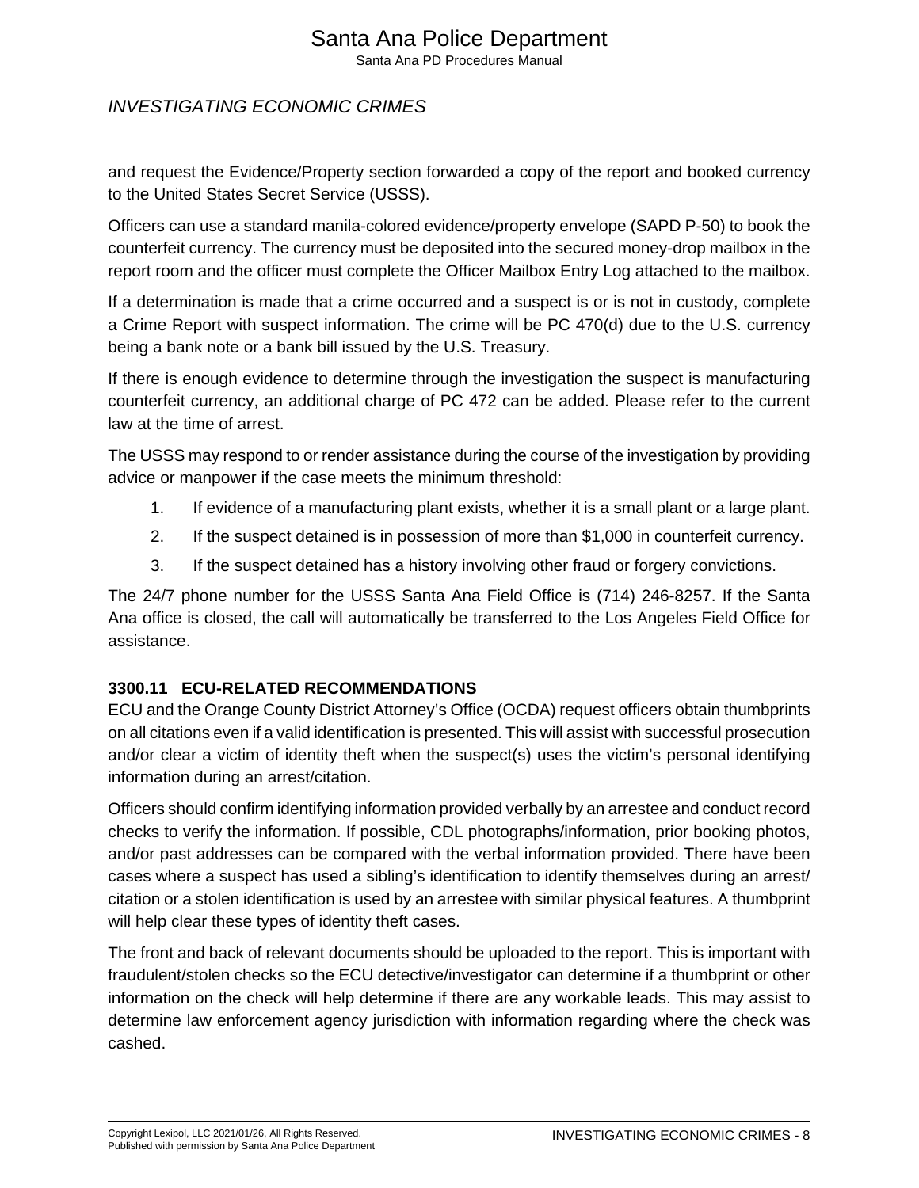and request the Evidence/Property section forwarded a copy of the report and booked currency to the United States Secret Service (USSS).

Officers can use a standard manila-colored evidence/property envelope (SAPD P-50) to book the counterfeit currency. The currency must be deposited into the secured money-drop mailbox in the report room and the officer must complete the Officer Mailbox Entry Log attached to the mailbox.

If a determination is made that a crime occurred and a suspect is or is not in custody, complete a Crime Report with suspect information. The crime will be PC 470(d) due to the U.S. currency being a bank note or a bank bill issued by the U.S. Treasury.

If there is enough evidence to determine through the investigation the suspect is manufacturing counterfeit currency, an additional charge of PC 472 can be added. Please refer to the current law at the time of arrest.

The USSS may respond to or render assistance during the course of the investigation by providing advice or manpower if the case meets the minimum threshold:

1. If evidence of a manufacturing plant exists, whether it is a small plant or a large plant.
2. If the suspect detained is in possession of more than $1,000 in counterfeit currency.
3. If the suspect detained has a history involving other fraud or forgery convictions.

The 24/7 phone number for the USSS Santa Ana Field Office is (714) 246-8257. If the Santa Ana office is closed, the call will automatically be transferred to the Los Angeles Field Office for assistance.

### 3300.11 ECU-RELATED RECOMMENDATIONS

ECU and the Orange County District Attorney's Office (OCDA) request officers obtain thumbprints on all citations even if a valid identification is presented. This will assist with successful prosecution and/or clear a victim of identity theft when the suspect(s) uses the victim's personal identifying information during an arrest/citation.

Officers should confirm identifying information provided verbally by an arrestee and conduct record checks to verify the information. If possible, CDL photographs/information, prior booking photos, and/or past addresses can be compared with the verbal information provided. There have been cases where a suspect has used a sibling's identification to identify themselves during an arrest/citation or a stolen identification is used by an arrestee with similar physical features. A thumbprint will help clear these types of identity theft cases.

The front and back of relevant documents should be uploaded to the report. This is important with fraudulent/stolen checks so the ECU detective/investigator can determine if a thumbprint or other information on the check will help determine if there are any workable leads. This may assist to determine law enforcement agency jurisdiction with information regarding where the check was cashed.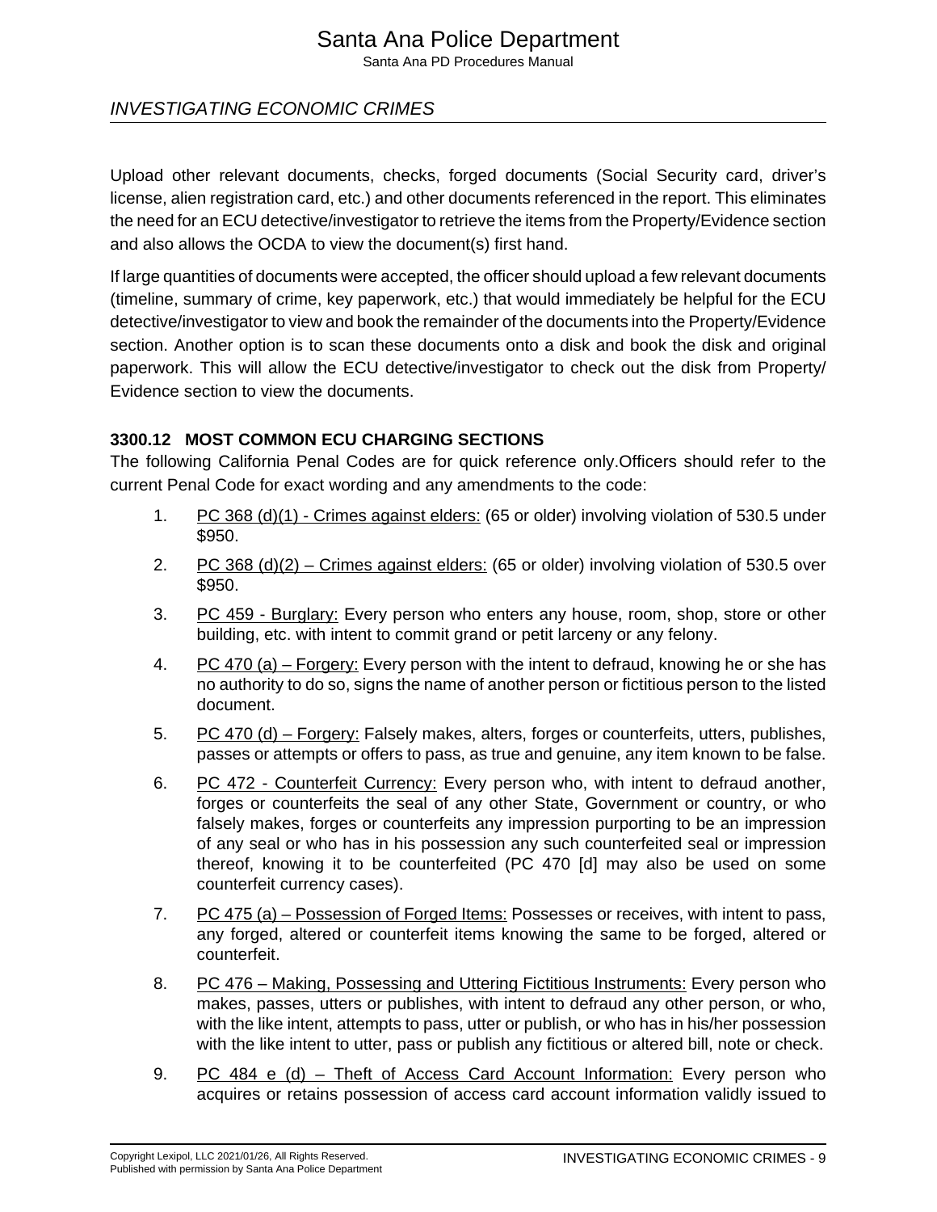Upload other relevant documents, checks, forged documents (Social Security card, driver's license, alien registration card, etc.) and other documents referenced in the report. This eliminates the need for an ECU detective/investigator to retrieve the items from the Property/Evidence section and also allows the OCDA to view the document(s) first hand.

If large quantities of documents were accepted, the officer should upload a few relevant documents (timeline, summary of crime, key paperwork, etc.) that would immediately be helpful for the ECU detective/investigator to view and book the remainder of the documents into the Property/Evidence section. Another option is to scan these documents onto a disk and book the disk and original paperwork. This will allow the ECU detective/investigator to check out the disk from Property/ Evidence section to view the documents.

### 3300.12 MOST COMMON ECU CHARGING SECTIONS

The following California Penal Codes are for quick reference only.Officers should refer to the current Penal Code for exact wording and any amendments to the code:

1. PC 368 (d)(1) - Crimes against elders: (65 or older) involving violation of 530.5 under $950.
2. PC 368 (d)(2) – Crimes against elders: (65 or older) involving violation of 530.5 over $950.
3. PC 459 - Burglary: Every person who enters any house, room, shop, store or other building, etc. with intent to commit grand or petit larceny or any felony.
4. PC 470 (a) – Forgery: Every person with the intent to defraud, knowing he or she has no authority to do so, signs the name of another person or fictitious person to the listed document.
5. PC 470 (d) – Forgery: Falsely makes, alters, forges or counterfeits, utters, publishes, passes or attempts or offers to pass, as true and genuine, any item known to be false.
6. PC 472 - Counterfeit Currency: Every person who, with intent to defraud another, forges or counterfeits the seal of any other State, Government or country, or who falsely makes, forges or counterfeits any impression purporting to be an impression of any seal or who has in his possession any such counterfeited seal or impression thereof, knowing it to be counterfeited (PC 470 [d] may also be used on some counterfeit currency cases).
7. PC 475 (a) – Possession of Forged Items: Possesses or receives, with intent to pass, any forged, altered or counterfeit items knowing the same to be forged, altered or counterfeit.
8. PC 476 – Making, Possessing and Uttering Fictitious Instruments: Every person who makes, passes, utters or publishes, with intent to defraud any other person, or who, with the like intent, attempts to pass, utter or publish, or who has in his/her possession with the like intent to utter, pass or publish any fictitious or altered bill, note or check.
9. PC 484 e (d) – Theft of Access Card Account Information: Every person who acquires or retains possession of access card account information validly issued to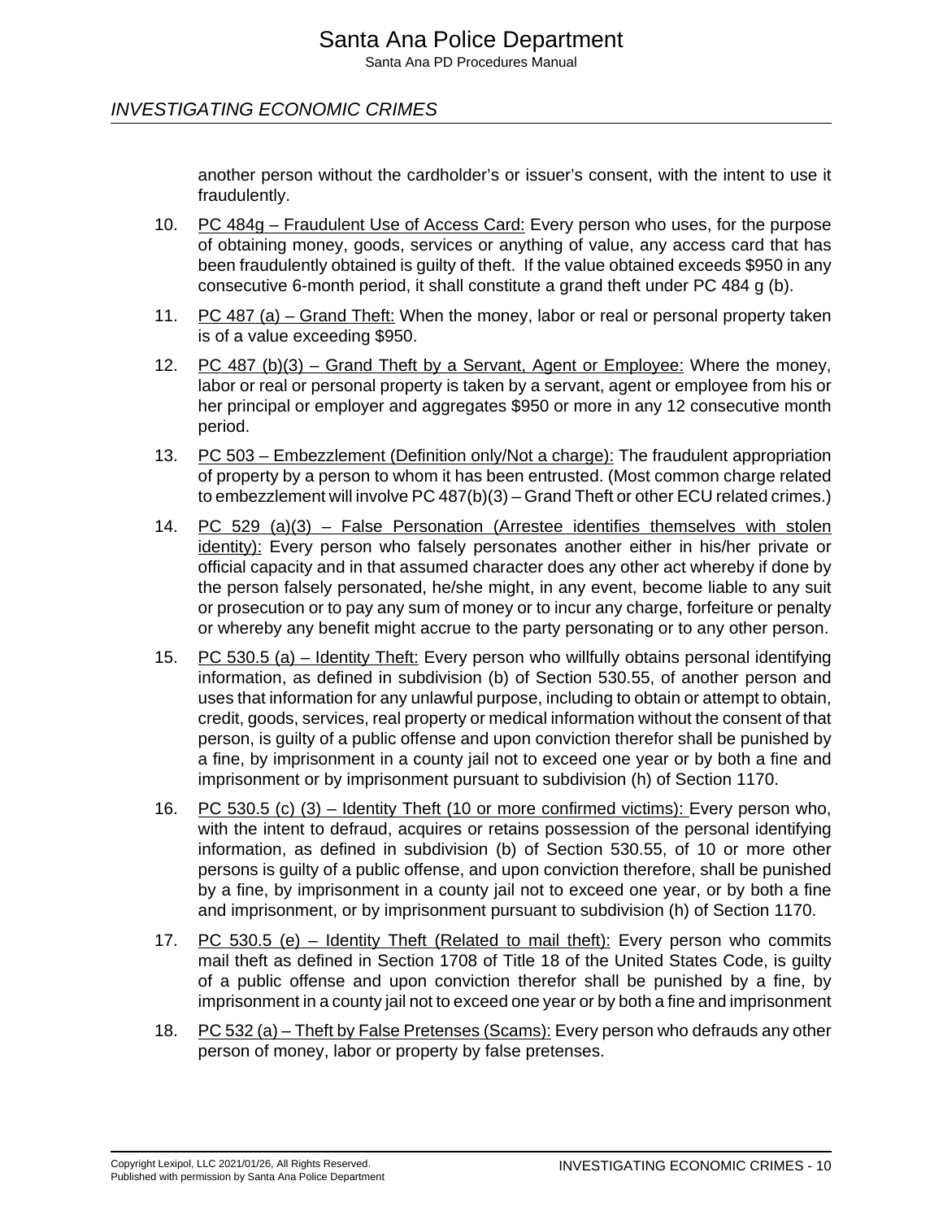another person without the cardholder’s or issuer’s consent, with the intent to use it fraudulently.

10. PC 484g – Fraudulent Use of Access Card: Every person who uses, for the purpose of obtaining money, goods, services or anything of value, any access card that has been fraudulently obtained is guilty of theft. If the value obtained exceeds $950 in any consecutive 6-month period, it shall constitute a grand theft under PC 484 g (b).

11. PC 487 (a) – Grand Theft: When the money, labor or real or personal property taken is of a value exceeding $950.

12. PC 487 (b)(3) – Grand Theft by a Servant, Agent or Employee: Where the money, labor or real or personal property is taken by a servant, agent or employee from his or her principal or employer and aggregates $950 or more in any 12 consecutive month period.

13. PC 503 – Embezzlement (Definition only/Not a charge): The fraudulent appropriation of property by a person to whom it has been entrusted. (Most common charge related to embezzlement will involve PC 487(b)(3) – Grand Theft or other ECU related crimes.)

14. PC 529 (a)(3) – False Personation (Arrestee identifies themselves with stolen identity): Every person who falsely personates another either in his/her private or official capacity and in that assumed character does any other act whereby if done by the person falsely personated, he/she might, in any event, become liable to any suit or prosecution or to pay any sum of money or to incur any charge, forfeiture or penalty or whereby any benefit might accrue to the party personating or to any other person.

15. PC 530.5 (a) – Identity Theft: Every person who willfully obtains personal identifying information, as defined in subdivision (b) of Section 530.55, of another person and uses that information for any unlawful purpose, including to obtain or attempt to obtain, credit, goods, services, real property or medical information without the consent of that person, is guilty of a public offense and upon conviction therefor shall be punished by a fine, by imprisonment in a county jail not to exceed one year or by both a fine and imprisonment or by imprisonment pursuant to subdivision (h) of Section 1170.

16. PC 530.5 (c) (3) – Identity Theft (10 or more confirmed victims): Every person who, with the intent to defraud, acquires or retains possession of the personal identifying information, as defined in subdivision (b) of Section 530.55, of 10 or more other persons is guilty of a public offense, and upon conviction therefore, shall be punished by a fine, by imprisonment in a county jail not to exceed one year, or by both a fine and imprisonment, or by imprisonment pursuant to subdivision (h) of Section 1170.

17. PC 530.5 (e) – Identity Theft (Related to mail theft): Every person who commits mail theft as defined in Section 1708 of Title 18 of the United States Code, is guilty of a public offense and upon conviction therefor shall be punished by a fine, by imprisonment in a county jail not to exceed one year or by both a fine and imprisonment

18. PC 532 (a) – Theft by False Pretenses (Scams): Every person who defrauds any other person of money, labor or property by false pretenses.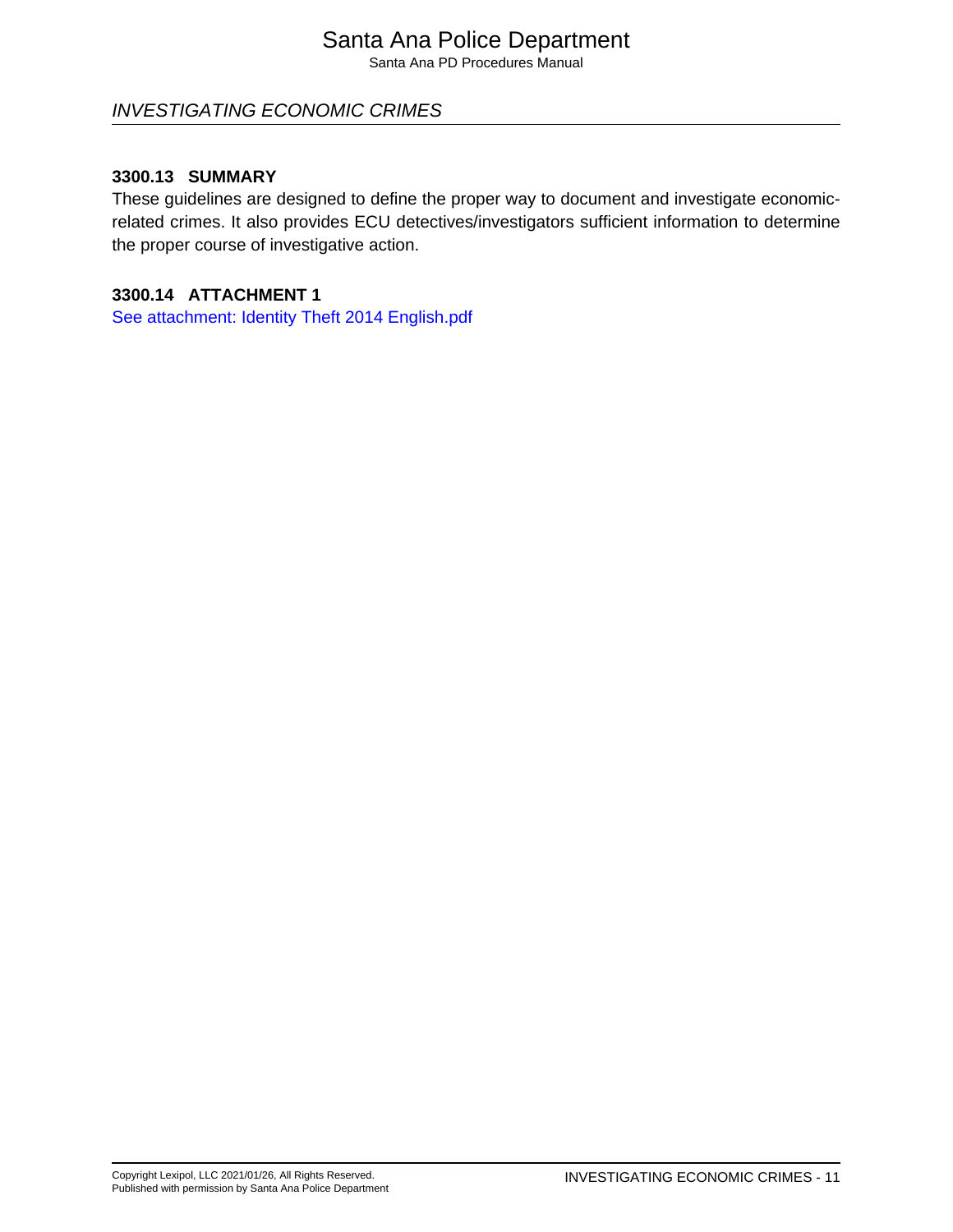### 3300.13 SUMMARY

These guidelines are designed to define the proper way to document and investigate economic-related crimes. It also provides ECU detectives/investigators sufficient information to determine the proper course of investigative action.

### 3300.14 ATTACHMENT 1

See attachment: Identity Theft 2014 English.pdf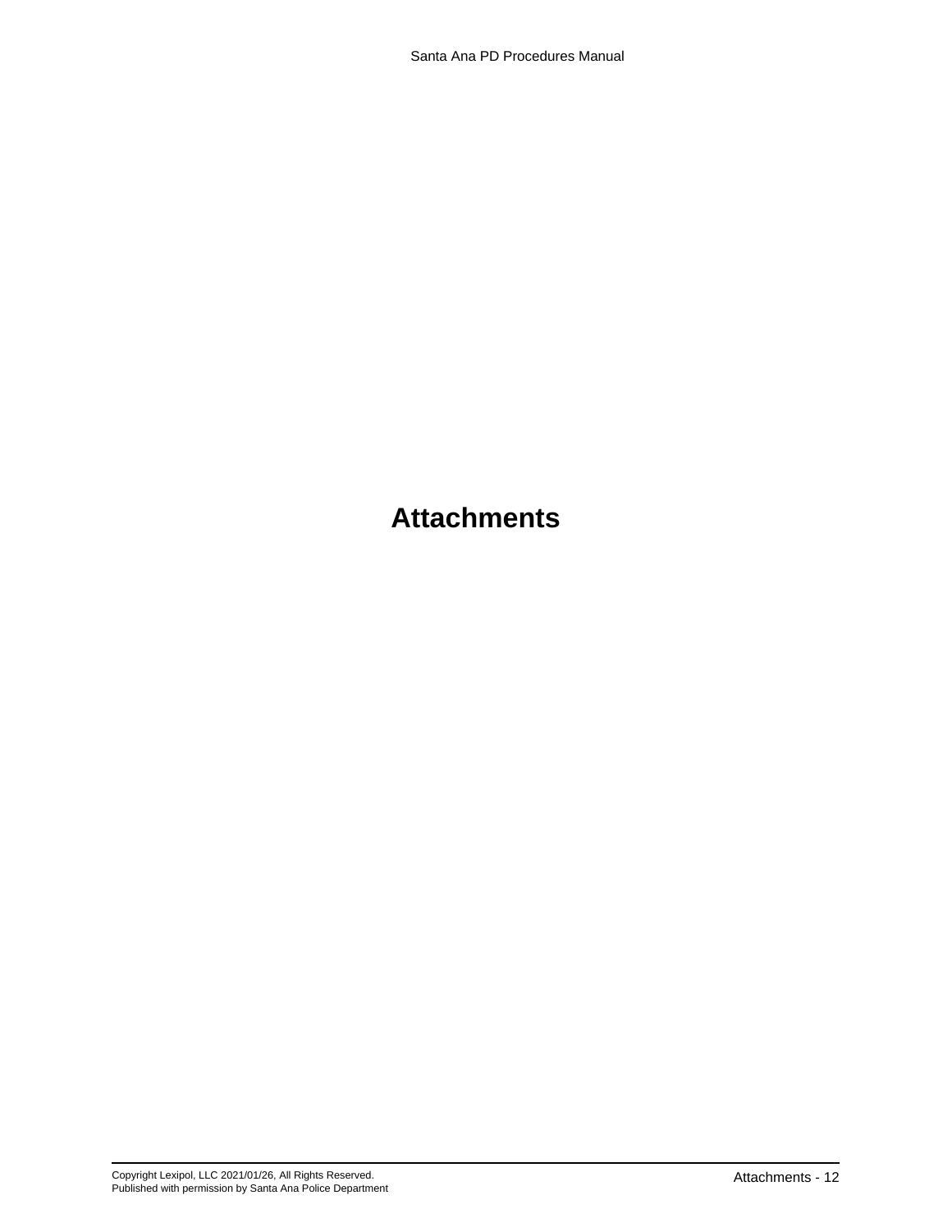# Attachments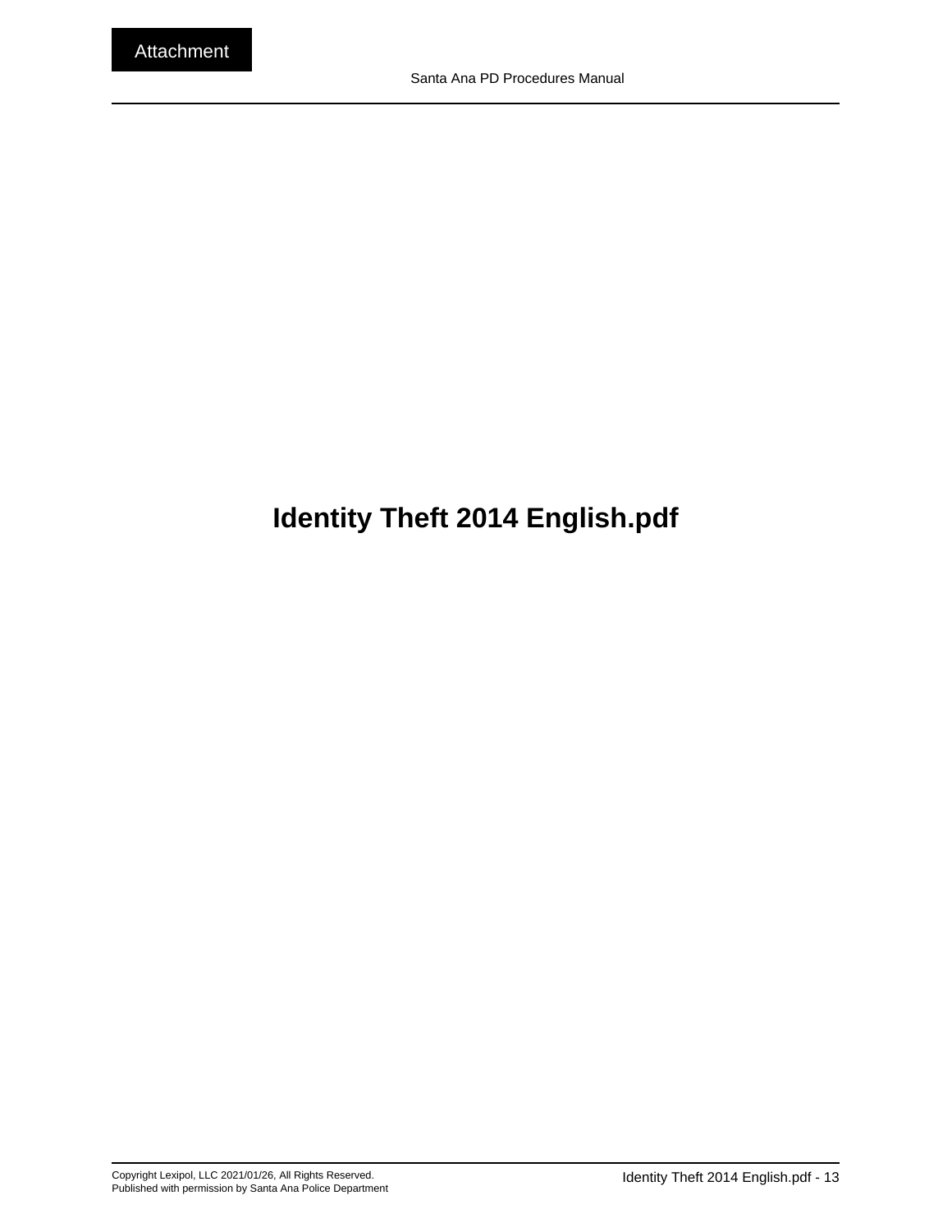Attachment

# Identity Theft 2014 English.pdf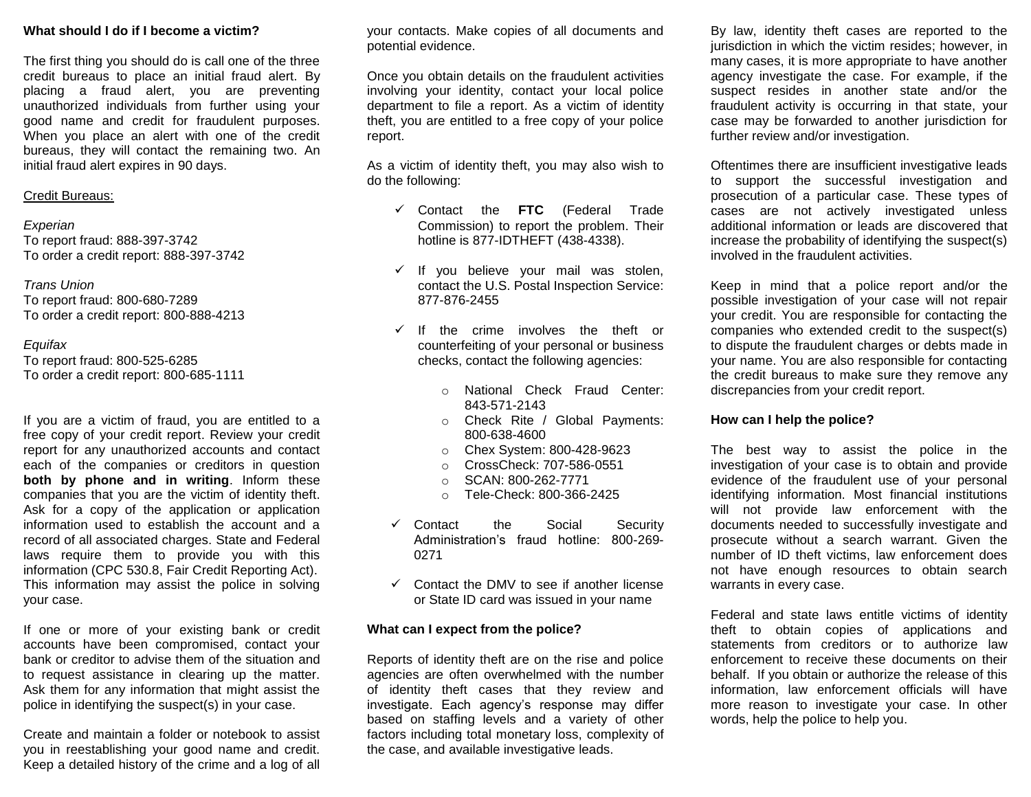**What should I do if I become a victim?**

The first thing you should do is call one of the three credit bureaus to place an initial fraud alert. By placing a fraud alert, you are preventing unauthorized individuals from further using your good name and credit for fraudulent purposes. When you place an alert with one of the credit bureaus, they will contact the remaining two. An initial fraud alert expires in 90 days.

Credit Bureaus:

*Experian*
To report fraud: 888-397-3742
To order a credit report: 888-397-3742

*Trans Union*
To report fraud: 800-680-7289
To order a credit report: 800-888-4213

*Equifax*
To report fraud: 800-525-6285
To order a credit report: 800-685-1111

If you are a victim of fraud, you are entitled to a free copy of your credit report. Review your credit report for any unauthorized accounts and contact each of the companies or creditors in question **both by phone and in writing**. Inform these companies that you are the victim of identity theft. Ask for a copy of the application or application information used to establish the account and a record of all associated charges. State and Federal laws require them to provide you with this information (CPC 530.8, Fair Credit Reporting Act). This information may assist the police in solving your case.

If one or more of your existing bank or credit accounts have been compromised, contact your bank or creditor to advise them of the situation and to request assistance in clearing up the matter. Ask them for any information that might assist the police in identifying the suspect(s) in your case.

Create and maintain a folder or notebook to assist you in reestablishing your good name and credit. Keep a detailed history of the crime and a log of all your contacts. Make copies of all documents and potential evidence.

Once you obtain details on the fraudulent activities involving your identity, contact your local police department to file a report. As a victim of identity theft, you are entitled to a free copy of your police report.

As a victim of identity theft, you may also wish to do the following:

- ✓ Contact the **FTC** (Federal Trade Commission) to report the problem. Their hotline is 877-IDTHEFT (438-4338).
- ✓ If you believe your mail was stolen, contact the U.S. Postal Inspection Service: 877-876-2455
- ✓ If the crime involves the theft or counterfeiting of your personal or business checks, contact the following agencies:
  - National Check Fraud Center: 843-571-2143
  - Check Rite / Global Payments: 800-638-4600
  - Chex System: 800-428-9623
  - CrossCheck: 707-586-0551
  - SCAN: 800-262-7771
  - Tele-Check: 800-366-2425
- ✓ Contact the Social Security Administration's fraud hotline: 800-269-0271
- ✓ Contact the DMV to see if another license or State ID card was issued in your name

**What can I expect from the police?**

Reports of identity theft are on the rise and police agencies are often overwhelmed with the number of identity theft cases that they review and investigate. Each agency's response may differ based on staffing levels and a variety of other factors including total monetary loss, complexity of the case, and available investigative leads.

By law, identity theft cases are reported to the jurisdiction in which the victim resides; however, in many cases, it is more appropriate to have another agency investigate the case. For example, if the suspect resides in another state and/or the fraudulent activity is occurring in that state, your case may be forwarded to another jurisdiction for further review and/or investigation.

Oftentimes there are insufficient investigative leads to support the successful investigation and prosecution of a particular case. These types of cases are not actively investigated unless additional information or leads are discovered that increase the probability of identifying the suspect(s) involved in the fraudulent activities.

Keep in mind that a police report and/or the possible investigation of your case will not repair your credit. You are responsible for contacting the companies who extended credit to the suspect(s) to dispute the fraudulent charges or debts made in your name. You are also responsible for contacting the credit bureaus to make sure they remove any discrepancies from your credit report.

**How can I help the police?**

The best way to assist the police in the investigation of your case is to obtain and provide evidence of the fraudulent use of your personal identifying information. Most financial institutions will not provide law enforcement with the documents needed to successfully investigate and prosecute without a search warrant. Given the number of ID theft victims, law enforcement does not have enough resources to obtain search warrants in every case.

Federal and state laws entitle victims of identity theft to obtain copies of applications and statements from creditors or to authorize law enforcement to receive these documents on their behalf. If you obtain or authorize the release of this information, law enforcement officials will have more reason to investigate your case. In other words, help the police to help you.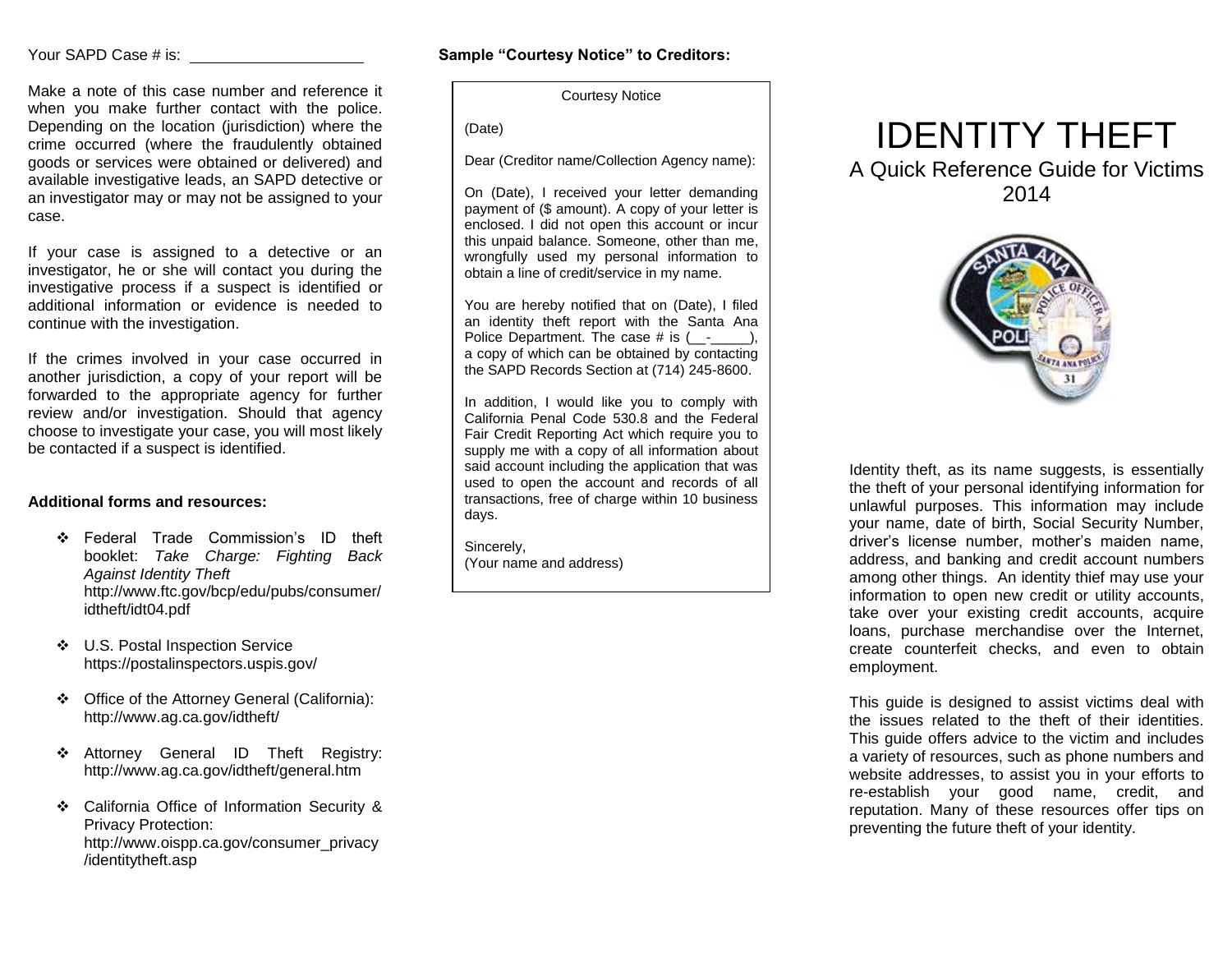Your SAPD Case # is: ____________________

Make a note of this case number and reference it when you make further contact with the police. Depending on the location (jurisdiction) where the crime occurred (where the fraudulently obtained goods or services were obtained or delivered) and available investigative leads, an SAPD detective or an investigator may or may not be assigned to your case.

If your case is assigned to a detective or an investigator, he or she will contact you during the investigative process if a suspect is identified or additional information or evidence is needed to continue with the investigation.

If the crimes involved in your case occurred in another jurisdiction, a copy of your report will be forwarded to the appropriate agency for further review and/or investigation. Should that agency choose to investigate your case, you will most likely be contacted if a suspect is identified.

**Additional forms and resources:**

- Federal Trade Commission's ID theft booklet: *Take Charge: Fighting Back Against Identity Theft* http://www.ftc.gov/bcp/edu/pubs/consumer/idtheft/idt04.pdf
- U.S. Postal Inspection Service https://postalinspectors.uspis.gov/
- Office of the Attorney General (California): http://www.ag.ca.gov/idtheft/
- Attorney General ID Theft Registry: http://www.ag.ca.gov/idtheft/general.htm
- California Office of Information Security & Privacy Protection: http://www.oispp.ca.gov/consumer_privacy/identitytheft.asp

**Sample "Courtesy Notice" to Creditors:**

> Courtesy Notice
>
> (Date)
>
> Dear (Creditor name/Collection Agency name):
>
> On (Date), I received your letter demanding payment of ($ amount). A copy of your letter is enclosed. I did not open this account or incur this unpaid balance. Someone, other than me, wrongfully used my personal information to obtain a line of credit/service in my name.
>
> You are hereby notified that on (Date), I filed an identity theft report with the Santa Ana Police Department. The case # is (__-_____), a copy of which can be obtained by contacting the SAPD Records Section at (714) 245-8600.
>
> In addition, I would like you to comply with California Penal Code 530.8 and the Federal Fair Credit Reporting Act which require you to supply me with a copy of all information about said account including the application that was used to open the account and records of all transactions, free of charge within 10 business days.
>
> Sincerely,
> (Your name and address)

# IDENTITY THEFT

## A Quick Reference Guide for Victims 2014

Identity theft, as its name suggests, is essentially the theft of your personal identifying information for unlawful purposes. This information may include your name, date of birth, Social Security Number, driver's license number, mother's maiden name, address, and banking and credit account numbers among other things. An identity thief may use your information to open new credit or utility accounts, take over your existing credit accounts, acquire loans, purchase merchandise over the Internet, create counterfeit checks, and even to obtain employment.

This guide is designed to assist victims deal with the issues related to the theft of their identities. This guide offers advice to the victim and includes a variety of resources, such as phone numbers and website addresses, to assist you in your efforts to re-establish your good name, credit, and reputation. Many of these resources offer tips on preventing the future theft of your identity.